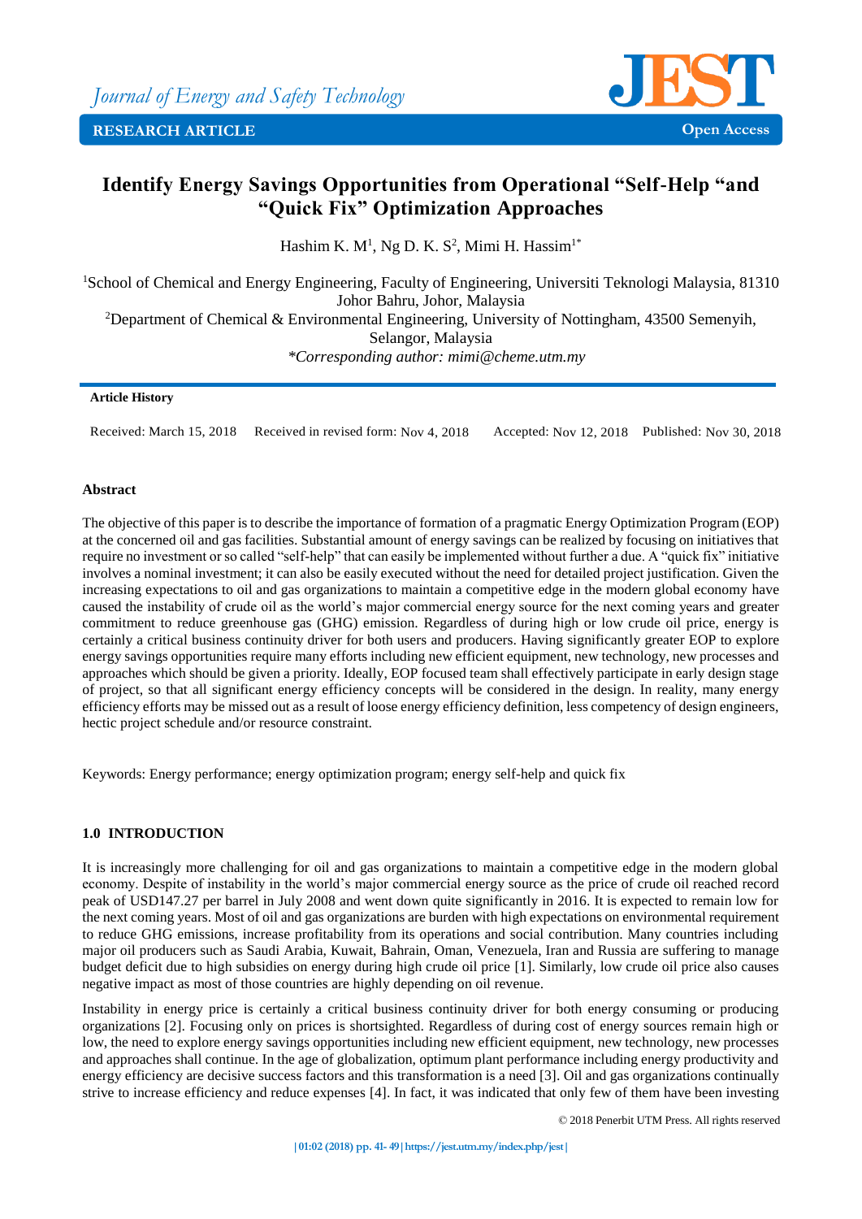# Identify Energy Savings Opportunities from Operational "Self-Help "and "Quick Fix" Optimization Approaches

Hashim K. M[1], Ng D. K. S[2], Mimi H. Hassim[1*]

[1]School of Chemical and Energy Engineering, Faculty of Engineering, Universiti Teknologi Malaysia, 81310 Johor Bahru, Johor, Malaysia

[2]Department of Chemical & Environmental Engineering, University of Nottingham, 43500 Semenyih, Selangor, Malaysia

*\*Corresponding author: mimi@cheme.utm.my*

**Article History**

Received: March 15, 2018 Received in revised form: Nov 4, 2018 Accepted: Nov 12, 2018 Published: Nov 30, 2018

**Abstract**

The objective of this paper is to describe the importance of formation of a pragmatic Energy Optimization Program (EOP) at the concerned oil and gas facilities. Substantial amount of energy savings can be realized by focusing on initiatives that require no investment or so called "self-help" that can easily be implemented without further a due. A "quick fix" initiative involves a nominal investment; it can also be easily executed without the need for detailed project justification. Given the increasing expectations to oil and gas organizations to maintain a competitive edge in the modern global economy have caused the instability of crude oil as the world's major commercial energy source for the next coming years and greater commitment to reduce greenhouse gas (GHG) emission. Regardless of during high or low crude oil price, energy is certainly a critical business continuity driver for both users and producers. Having significantly greater EOP to explore energy savings opportunities require many efforts including new efficient equipment, new technology, new processes and approaches which should be given a priority. Ideally, EOP focused team shall effectively participate in early design stage of project, so that all significant energy efficiency concepts will be considered in the design. In reality, many energy efficiency efforts may be missed out as a result of loose energy efficiency definition, less competency of design engineers, hectic project schedule and/or resource constraint.

Keywords: Energy performance; energy optimization program; energy self-help and quick fix

## 1.0 INTRODUCTION

It is increasingly more challenging for oil and gas organizations to maintain a competitive edge in the modern global economy. Despite of instability in the world's major commercial energy source as the price of crude oil reached record peak of USD147.27 per barrel in July 2008 and went down quite significantly in 2016. It is expected to remain low for the next coming years. Most of oil and gas organizations are burden with high expectations on environmental requirement to reduce GHG emissions, increase profitability from its operations and social contribution. Many countries including major oil producers such as Saudi Arabia, Kuwait, Bahrain, Oman, Venezuela, Iran and Russia are suffering to manage budget deficit due to high subsidies on energy during high crude oil price [1]. Similarly, low crude oil price also causes negative impact as most of those countries are highly depending on oil revenue.

Instability in energy price is certainly a critical business continuity driver for both energy consuming or producing organizations [2]. Focusing only on prices is shortsighted. Regardless of during cost of energy sources remain high or low, the need to explore energy savings opportunities including new efficient equipment, new technology, new processes and approaches shall continue. In the age of globalization, optimum plant performance including energy productivity and energy efficiency are decisive success factors and this transformation is a need [3]. Oil and gas organizations continually strive to increase efficiency and reduce expenses [4]. In fact, it was indicated that only few of them have been investing

© 2018 Penerbit UTM Press. All rights reserved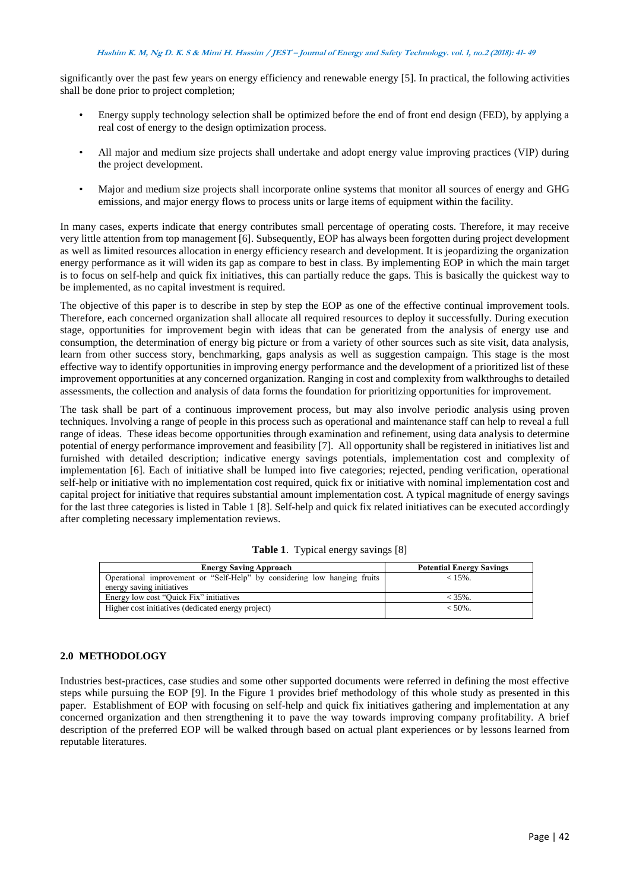significantly over the past few years on energy efficiency and renewable energy [5]. In practical, the following activities shall be done prior to project completion;

- Energy supply technology selection shall be optimized before the end of front end design (FED), by applying a real cost of energy to the design optimization process.
- All major and medium size projects shall undertake and adopt energy value improving practices (VIP) during the project development.
- Major and medium size projects shall incorporate online systems that monitor all sources of energy and GHG emissions, and major energy flows to process units or large items of equipment within the facility.

In many cases, experts indicate that energy contributes small percentage of operating costs. Therefore, it may receive very little attention from top management [6]. Subsequently, EOP has always been forgotten during project development as well as limited resources allocation in energy efficiency research and development. It is jeopardizing the organization energy performance as it will widen its gap as compare to best in class. By implementing EOP in which the main target is to focus on self-help and quick fix initiatives, this can partially reduce the gaps. This is basically the quickest way to be implemented, as no capital investment is required.

The objective of this paper is to describe in step by step the EOP as one of the effective continual improvement tools. Therefore, each concerned organization shall allocate all required resources to deploy it successfully. During execution stage, opportunities for improvement begin with ideas that can be generated from the analysis of energy use and consumption, the determination of energy big picture or from a variety of other sources such as site visit, data analysis, learn from other success story, benchmarking, gaps analysis as well as suggestion campaign. This stage is the most effective way to identify opportunities in improving energy performance and the development of a prioritized list of these improvement opportunities at any concerned organization. Ranging in cost and complexity from walkthroughs to detailed assessments, the collection and analysis of data forms the foundation for prioritizing opportunities for improvement.

The task shall be part of a continuous improvement process, but may also involve periodic analysis using proven techniques. Involving a range of people in this process such as operational and maintenance staff can help to reveal a full range of ideas. These ideas become opportunities through examination and refinement, using data analysis to determine potential of energy performance improvement and feasibility [7]. All opportunity shall be registered in initiatives list and furnished with detailed description; indicative energy savings potentials, implementation cost and complexity of implementation [6]. Each of initiative shall be lumped into five categories; rejected, pending verification, operational self-help or initiative with no implementation cost required, quick fix or initiative with nominal implementation cost and capital project for initiative that requires substantial amount implementation cost. A typical magnitude of energy savings for the last three categories is listed in Table 1 [8]. Self-help and quick fix related initiatives can be executed accordingly after completing necessary implementation reviews.

**Table 1**. Typical energy savings [8]

| Energy Saving Approach | Potential Energy Savings |
|---|---|
| Operational improvement or "Self-Help" by considering low hanging fruits energy saving initiatives | < 15%. |
| Energy low cost "Quick Fix" initiatives | < 35%. |
| Higher cost initiatives (dedicated energy project) | < 50%. |

## 2.0 METHODOLOGY

Industries best-practices, case studies and some other supported documents were referred in defining the most effective steps while pursuing the EOP [9]. In the Figure 1 provides brief methodology of this whole study as presented in this paper. Establishment of EOP with focusing on self-help and quick fix initiatives gathering and implementation at any concerned organization and then strengthening it to pave the way towards improving company profitability. A brief description of the preferred EOP will be walked through based on actual plant experiences or by lessons learned from reputable literatures.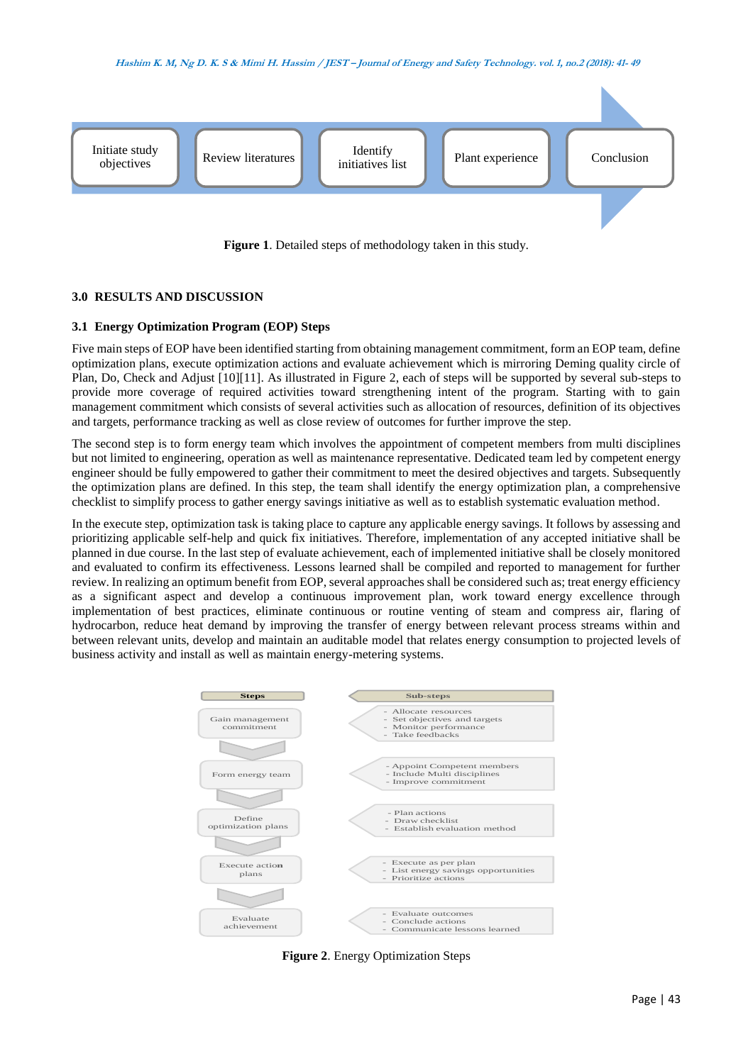Initiate study objectives → Review literatures → Identify initiatives list → Plant experience → Conclusion

**Figure 1**. Detailed steps of methodology taken in this study.

## 3.0 RESULTS AND DISCUSSION

### 3.1 Energy Optimization Program (EOP) Steps

Five main steps of EOP have been identified starting from obtaining management commitment, form an EOP team, define optimization plans, execute optimization actions and evaluate achievement which is mirroring Deming quality circle of Plan, Do, Check and Adjust [10][11]. As illustrated in Figure 2, each of steps will be supported by several sub-steps to provide more coverage of required activities toward strengthening intent of the program. Starting with to gain management commitment which consists of several activities such as allocation of resources, definition of its objectives and targets, performance tracking as well as close review of outcomes for further improve the step.

The second step is to form energy team which involves the appointment of competent members from multi disciplines but not limited to engineering, operation as well as maintenance representative. Dedicated team led by competent energy engineer should be fully empowered to gather their commitment to meet the desired objectives and targets. Subsequently the optimization plans are defined. In this step, the team shall identify the energy optimization plan, a comprehensive checklist to simplify process to gather energy savings initiative as well as to establish systematic evaluation method.

In the execute step, optimization task is taking place to capture any applicable energy savings. It follows by assessing and prioritizing applicable self-help and quick fix initiatives. Therefore, implementation of any accepted initiative shall be planned in due course. In the last step of evaluate achievement, each of implemented initiative shall be closely monitored and evaluated to confirm its effectiveness. Lessons learned shall be compiled and reported to management for further review. In realizing an optimum benefit from EOP, several approaches shall be considered such as; treat energy efficiency as a significant aspect and develop a continuous improvement plan, work toward energy excellence through implementation of best practices, eliminate continuous or routine venting of steam and compress air, flaring of hydrocarbon, reduce heat demand by improving the transfer of energy between relevant process streams within and between relevant units, develop and maintain an auditable model that relates energy consumption to projected levels of business activity and install as well as maintain energy-metering systems.

| Steps | Sub-steps |
| --- | --- |
| Gain management commitment | - Allocate resources<br>- Set objectives and targets<br>- Monitor performance<br>- Take feedbacks |
| Form energy team | - Appoint Competent members<br>- Include Multi disciplines<br>- Improve commitment |
| Define optimization plans | - Plan actions<br>- Draw checklist<br>- Establish evaluation method |
| Execute action plans | - Execute as per plan<br>- List energy savings opportunities<br>- Prioritize actions |
| Evaluate achievement | - Evaluate outcomes<br>- Conclude actions<br>- Communicate lessons learned |

**Figure 2**. Energy Optimization Steps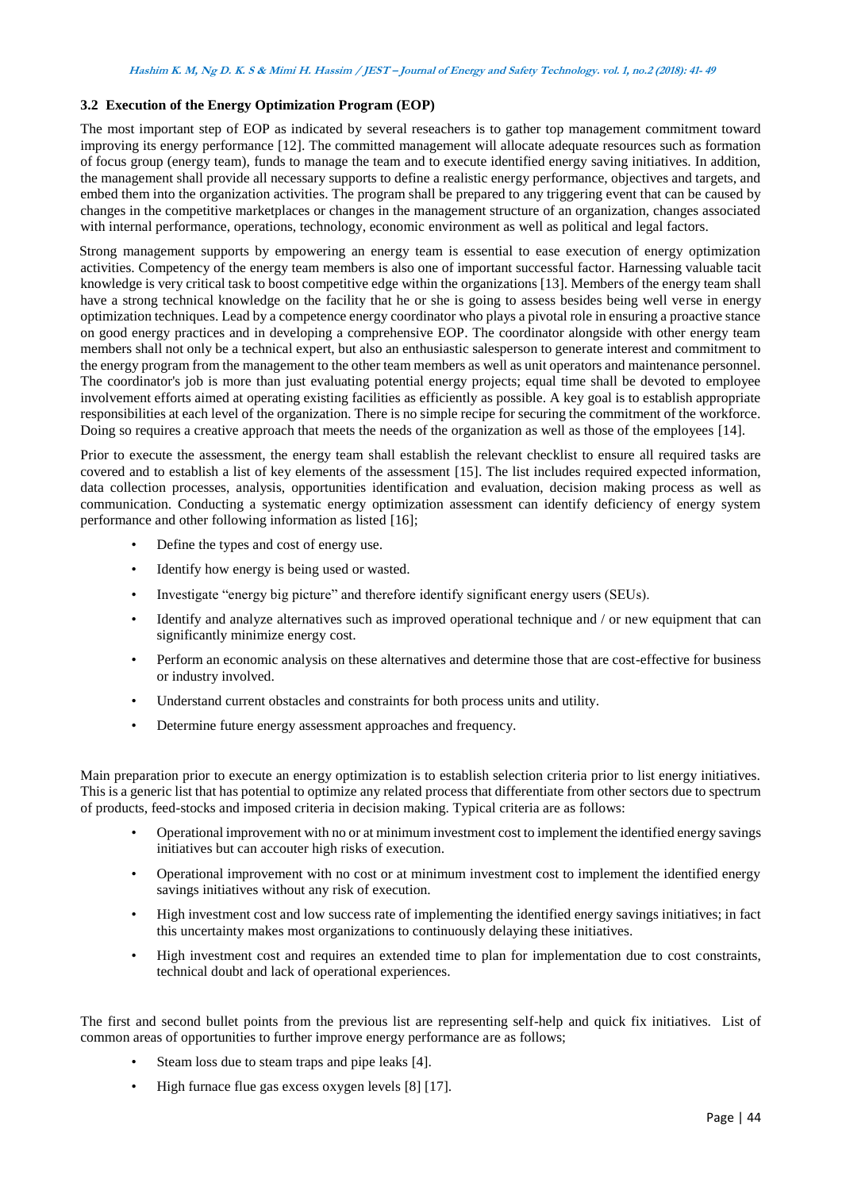### 3.2 Execution of the Energy Optimization Program (EOP)

The most important step of EOP as indicated by several reseachers is to gather top management commitment toward improving its energy performance [12]. The committed management will allocate adequate resources such as formation of focus group (energy team), funds to manage the team and to execute identified energy saving initiatives. In addition, the management shall provide all necessary supports to define a realistic energy performance, objectives and targets, and embed them into the organization activities. The program shall be prepared to any triggering event that can be caused by changes in the competitive marketplaces or changes in the management structure of an organization, changes associated with internal performance, operations, technology, economic environment as well as political and legal factors.

Strong management supports by empowering an energy team is essential to ease execution of energy optimization activities. Competency of the energy team members is also one of important successful factor. Harnessing valuable tacit knowledge is very critical task to boost competitive edge within the organizations [13]. Members of the energy team shall have a strong technical knowledge on the facility that he or she is going to assess besides being well verse in energy optimization techniques. Lead by a competence energy coordinator who plays a pivotal role in ensuring a proactive stance on good energy practices and in developing a comprehensive EOP. The coordinator alongside with other energy team members shall not only be a technical expert, but also an enthusiastic salesperson to generate interest and commitment to the energy program from the management to the other team members as well as unit operators and maintenance personnel. The coordinator's job is more than just evaluating potential energy projects; equal time shall be devoted to employee involvement efforts aimed at operating existing facilities as efficiently as possible. A key goal is to establish appropriate responsibilities at each level of the organization. There is no simple recipe for securing the commitment of the workforce. Doing so requires a creative approach that meets the needs of the organization as well as those of the employees [14].

Prior to execute the assessment, the energy team shall establish the relevant checklist to ensure all required tasks are covered and to establish a list of key elements of the assessment [15]. The list includes required expected information, data collection processes, analysis, opportunities identification and evaluation, decision making process as well as communication. Conducting a systematic energy optimization assessment can identify deficiency of energy system performance and other following information as listed [16];

- Define the types and cost of energy use.
- Identify how energy is being used or wasted.
- Investigate "energy big picture" and therefore identify significant energy users (SEUs).
- Identify and analyze alternatives such as improved operational technique and / or new equipment that can significantly minimize energy cost.
- Perform an economic analysis on these alternatives and determine those that are cost-effective for business or industry involved.
- Understand current obstacles and constraints for both process units and utility.
- Determine future energy assessment approaches and frequency.

Main preparation prior to execute an energy optimization is to establish selection criteria prior to list energy initiatives. This is a generic list that has potential to optimize any related process that differentiate from other sectors due to spectrum of products, feed-stocks and imposed criteria in decision making. Typical criteria are as follows:

- Operational improvement with no or at minimum investment cost to implement the identified energy savings initiatives but can accouter high risks of execution.
- Operational improvement with no cost or at minimum investment cost to implement the identified energy savings initiatives without any risk of execution.
- High investment cost and low success rate of implementing the identified energy savings initiatives; in fact this uncertainty makes most organizations to continuously delaying these initiatives.
- High investment cost and requires an extended time to plan for implementation due to cost constraints, technical doubt and lack of operational experiences.

The first and second bullet points from the previous list are representing self-help and quick fix initiatives. List of common areas of opportunities to further improve energy performance are as follows;

- Steam loss due to steam traps and pipe leaks [4].
- High furnace flue gas excess oxygen levels [8] [17].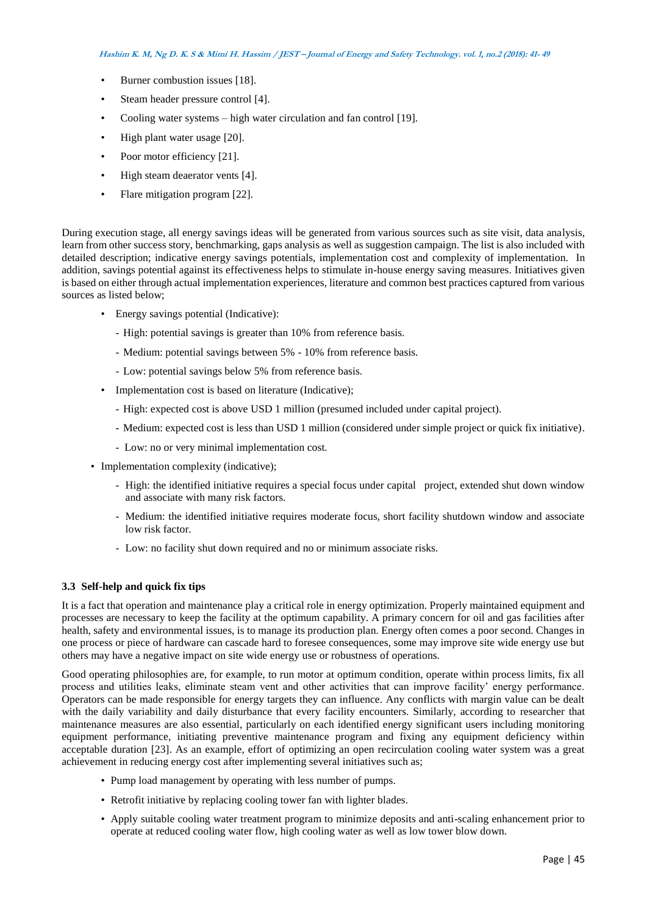- Burner combustion issues [18].
- Steam header pressure control [4].
- Cooling water systems – high water circulation and fan control [19].
- High plant water usage [20].
- Poor motor efficiency [21].
- High steam deaerator vents [4].
- Flare mitigation program [22].

During execution stage, all energy savings ideas will be generated from various sources such as site visit, data analysis, learn from other success story, benchmarking, gaps analysis as well as suggestion campaign. The list is also included with detailed description; indicative energy savings potentials, implementation cost and complexity of implementation. In addition, savings potential against its effectiveness helps to stimulate in-house energy saving measures. Initiatives given is based on either through actual implementation experiences, literature and common best practices captured from various sources as listed below;

- Energy savings potential (Indicative):
  - High: potential savings is greater than 10% from reference basis.
  - Medium: potential savings between 5% - 10% from reference basis.
  - Low: potential savings below 5% from reference basis.
- Implementation cost is based on literature (Indicative);
  - High: expected cost is above USD 1 million (presumed included under capital project).
  - Medium: expected cost is less than USD 1 million (considered under simple project or quick fix initiative).
  - Low: no or very minimal implementation cost.
- Implementation complexity (indicative);
  - High: the identified initiative requires a special focus under capital project, extended shut down window and associate with many risk factors.
  - Medium: the identified initiative requires moderate focus, short facility shutdown window and associate low risk factor.
  - Low: no facility shut down required and no or minimum associate risks.

### 3.3 Self-help and quick fix tips

It is a fact that operation and maintenance play a critical role in energy optimization. Properly maintained equipment and processes are necessary to keep the facility at the optimum capability. A primary concern for oil and gas facilities after health, safety and environmental issues, is to manage its production plan. Energy often comes a poor second. Changes in one process or piece of hardware can cascade hard to foresee consequences, some may improve site wide energy use but others may have a negative impact on site wide energy use or robustness of operations.

Good operating philosophies are, for example, to run motor at optimum condition, operate within process limits, fix all process and utilities leaks, eliminate steam vent and other activities that can improve facility' energy performance. Operators can be made responsible for energy targets they can influence. Any conflicts with margin value can be dealt with the daily variability and daily disturbance that every facility encounters. Similarly, according to researcher that maintenance measures are also essential, particularly on each identified energy significant users including monitoring equipment performance, initiating preventive maintenance program and fixing any equipment deficiency within acceptable duration [23]. As an example, effort of optimizing an open recirculation cooling water system was a great achievement in reducing energy cost after implementing several initiatives such as;

- Pump load management by operating with less number of pumps.
- Retrofit initiative by replacing cooling tower fan with lighter blades.
- Apply suitable cooling water treatment program to minimize deposits and anti-scaling enhancement prior to operate at reduced cooling water flow, high cooling water as well as low tower blow down.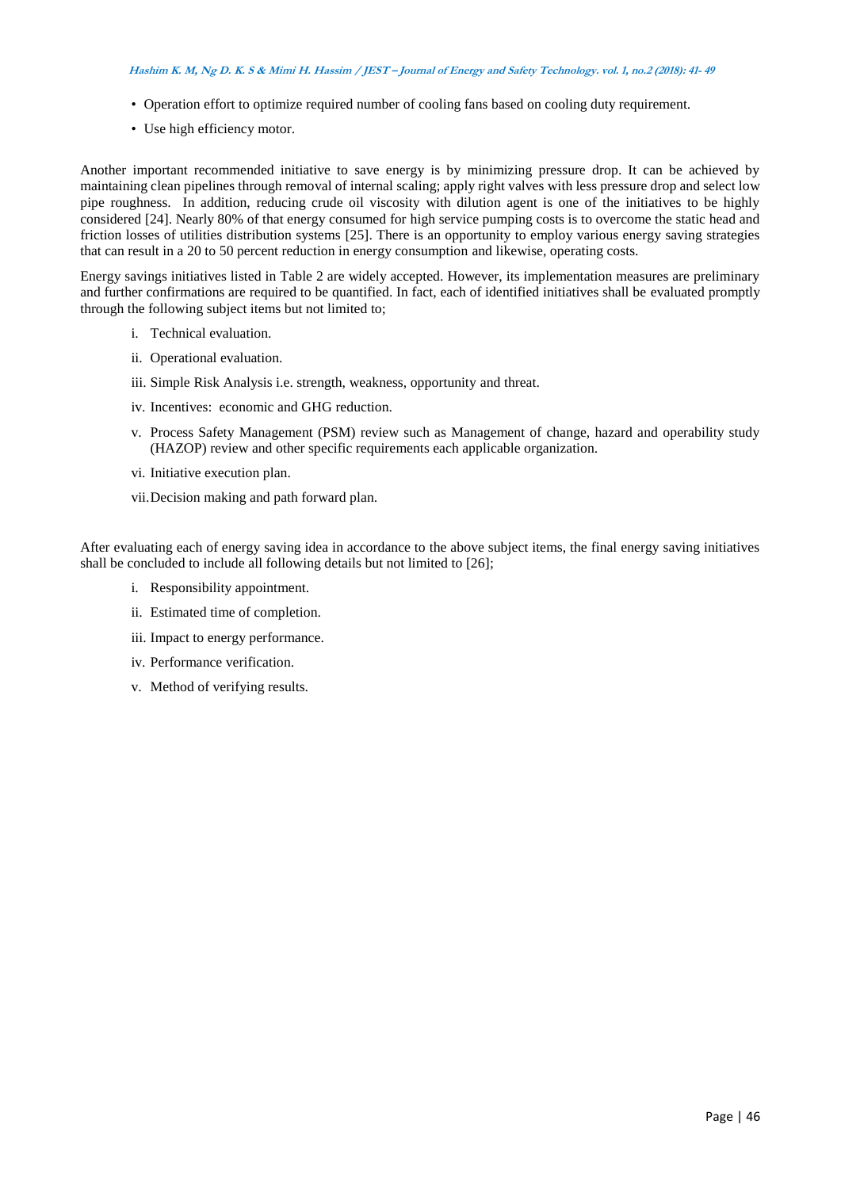- Operation effort to optimize required number of cooling fans based on cooling duty requirement.
- Use high efficiency motor.

Another important recommended initiative to save energy is by minimizing pressure drop. It can be achieved by maintaining clean pipelines through removal of internal scaling; apply right valves with less pressure drop and select low pipe roughness. In addition, reducing crude oil viscosity with dilution agent is one of the initiatives to be highly considered [24]. Nearly 80% of that energy consumed for high service pumping costs is to overcome the static head and friction losses of utilities distribution systems [25]. There is an opportunity to employ various energy saving strategies that can result in a 20 to 50 percent reduction in energy consumption and likewise, operating costs.

Energy savings initiatives listed in Table 2 are widely accepted. However, its implementation measures are preliminary and further confirmations are required to be quantified. In fact, each of identified initiatives shall be evaluated promptly through the following subject items but not limited to;

i. Technical evaluation.
ii. Operational evaluation.
iii. Simple Risk Analysis i.e. strength, weakness, opportunity and threat.
iv. Incentives: economic and GHG reduction.
v. Process Safety Management (PSM) review such as Management of change, hazard and operability study (HAZOP) review and other specific requirements each applicable organization.
vi. Initiative execution plan.
vii. Decision making and path forward plan.

After evaluating each of energy saving idea in accordance to the above subject items, the final energy saving initiatives shall be concluded to include all following details but not limited to [26];

i. Responsibility appointment.
ii. Estimated time of completion.
iii. Impact to energy performance.
iv. Performance verification.
v. Method of verifying results.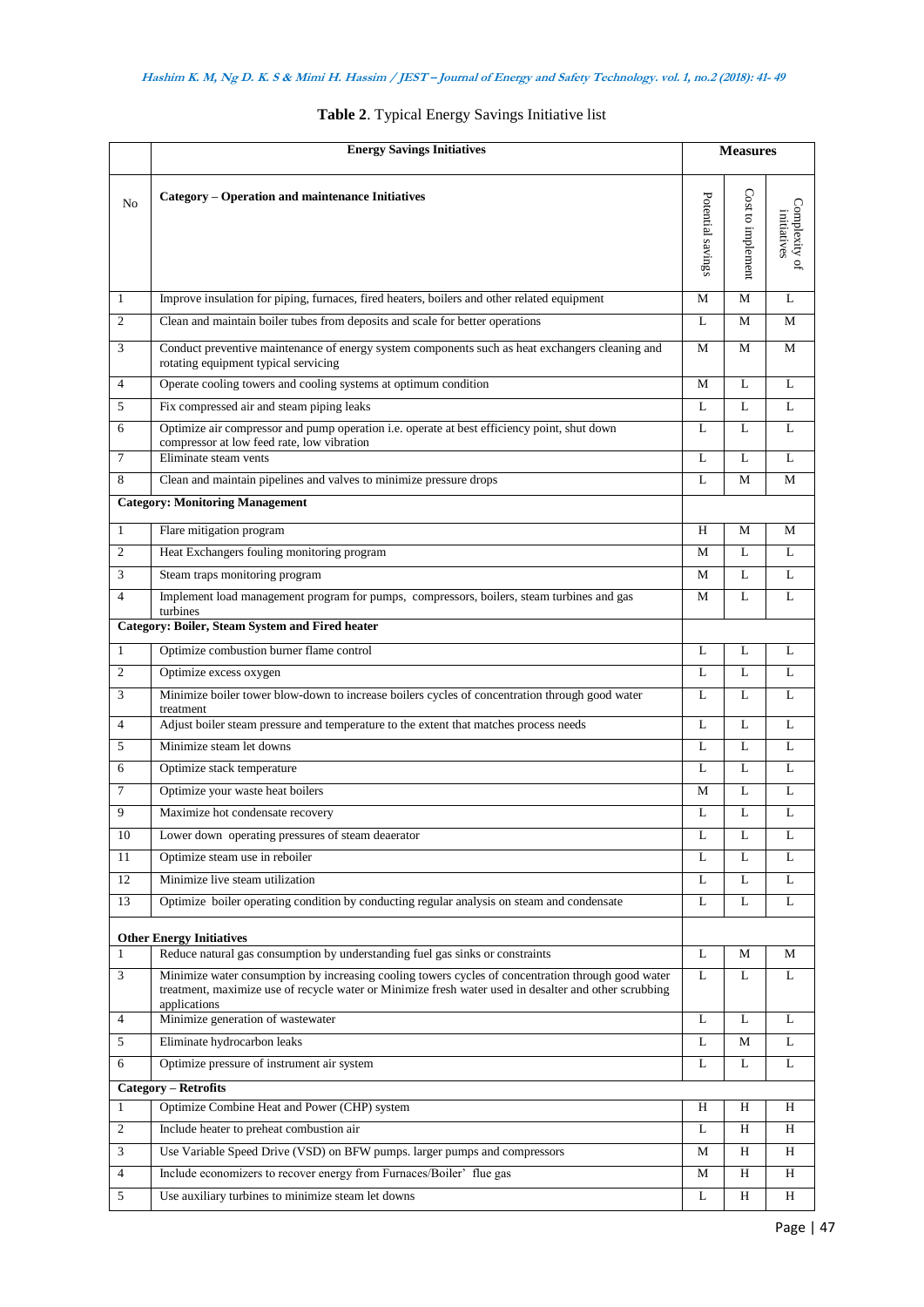**Table 2**. Typical Energy Savings Initiative list

| | Energy Savings Initiatives | Measures | | |
|---|---|---|---|---|
| No | **Category – Operation and maintenance Initiatives** | Potential savings | Cost to implement | Complexity of initiatives |
| 1 | Improve insulation for piping, furnaces, fired heaters, boilers and other related equipment | M | M | L |
| 2 | Clean and maintain boiler tubes from deposits and scale for better operations | L | M | M |
| 3 | Conduct preventive maintenance of energy system components such as heat exchangers cleaning and rotating equipment typical servicing | M | M | M |
| 4 | Operate cooling towers and cooling systems at optimum condition | M | L | L |
| 5 | Fix compressed air and steam piping leaks | L | L | L |
| 6 | Optimize air compressor and pump operation i.e. operate at best efficiency point, shut down compressor at low feed rate, low vibration | L | L | L |
| 7 | Eliminate steam vents | L | L | L |
| 8 | Clean and maintain pipelines and valves to minimize pressure drops | L | M | M |
| **Category: Monitoring Management** | | | | |
| 1 | Flare mitigation program | H | M | M |
| 2 | Heat Exchangers fouling monitoring program | M | L | L |
| 3 | Steam traps monitoring program | M | L | L |
| 4 | Implement load management program for pumps, compressors, boilers, steam turbines and gas turbines | M | L | L |
| **Category: Boiler, Steam System and Fired heater** | | | | |
| 1 | Optimize combustion burner flame control | L | L | L |
| 2 | Optimize excess oxygen | L | L | L |
| 3 | Minimize boiler tower blow-down to increase boilers cycles of concentration through good water treatment | L | L | L |
| 4 | Adjust boiler steam pressure and temperature to the extent that matches process needs | L | L | L |
| 5 | Minimize steam let downs | L | L | L |
| 6 | Optimize stack temperature | L | L | L |
| 7 | Optimize your waste heat boilers | M | L | L |
| 9 | Maximize hot condensate recovery | L | L | L |
| 10 | Lower down operating pressures of steam deaerator | L | L | L |
| 11 | Optimize steam use in reboiler | L | L | L |
| 12 | Minimize live steam utilization | L | L | L |
| 13 | Optimize boiler operating condition by conducting regular analysis on steam and condensate | L | L | L |
| **Other Energy Initiatives** | | | | |
| 1 | Reduce natural gas consumption by understanding fuel gas sinks or constraints | L | M | M |
| 3 | Minimize water consumption by increasing cooling towers cycles of concentration through good water treatment, maximize use of recycle water or Minimize fresh water used in desalter and other scrubbing applications | L | L | L |
| 4 | Minimize generation of wastewater | L | L | L |
| 5 | Eliminate hydrocarbon leaks | L | M | L |
| 6 | Optimize pressure of instrument air system | L | L | L |
| **Category – Retrofits** | | | | |
| 1 | Optimize Combine Heat and Power (CHP) system | H | H | H |
| 2 | Include heater to preheat combustion air | L | H | H |
| 3 | Use Variable Speed Drive (VSD) on BFW pumps. larger pumps and compressors | M | H | H |
| 4 | Include economizers to recover energy from Furnaces/Boiler' flue gas | M | H | H |
| 5 | Use auxiliary turbines to minimize steam let downs | L | H | H |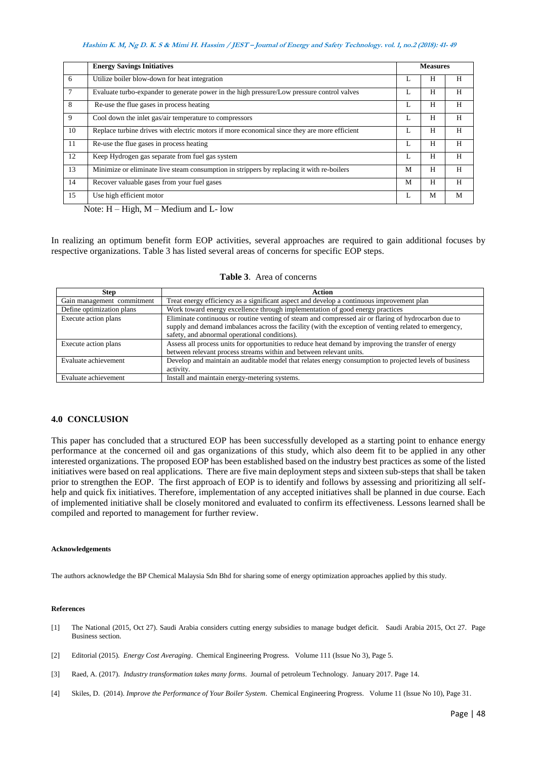|  | Energy Savings Initiatives | Measures | | |
|---|---|---|---|---|
| 6 | Utilize boiler blow-down for heat integration | L | H | H |
| 7 | Evaluate turbo-expander to generate power in the high pressure/Low pressure control valves | L | H | H |
| 8 | Re-use the flue gases in process heating | L | H | H |
| 9 | Cool down the inlet gas/air temperature to compressors | L | H | H |
| 10 | Replace turbine drives with electric motors if more economical since they are more efficient | L | H | H |
| 11 | Re-use the flue gases in process heating | L | H | H |
| 12 | Keep Hydrogen gas separate from fuel gas system | L | H | H |
| 13 | Minimize or eliminate live steam consumption in strippers by replacing it with re-boilers | M | H | H |
| 14 | Recover valuable gases from your fuel gases | M | H | H |
| 15 | Use high efficient motor | L | M | M |

Note: H – High, M – Medium and L- low

In realizing an optimum benefit form EOP activities, several approaches are required to gain additional focuses by respective organizations. Table 3 has listed several areas of concerns for specific EOP steps.

**Table 3**. Area of concerns

| Step | Action |
|---|---|
| Gain management commitment | Treat energy efficiency as a significant aspect and develop a continuous improvement plan |
| Define optimization plans | Work toward energy excellence through implementation of good energy practices |
| Execute action plans | Eliminate continuous or routine venting of steam and compressed air or flaring of hydrocarbon due to supply and demand imbalances across the facility (with the exception of venting related to emergency, safety, and abnormal operational conditions). |
| Execute action plans | Assess all process units for opportunities to reduce heat demand by improving the transfer of energy between relevant process streams within and between relevant units. |
| Evaluate achievement | Develop and maintain an auditable model that relates energy consumption to projected levels of business activity. |
| Evaluate achievement | Install and maintain energy-metering systems. |

## 4.0 CONCLUSION

This paper has concluded that a structured EOP has been successfully developed as a starting point to enhance energy performance at the concerned oil and gas organizations of this study, which also deem fit to be applied in any other interested organizations. The proposed EOP has been established based on the industry best practices as some of the listed initiatives were based on real applications. There are five main deployment steps and sixteen sub-steps that shall be taken prior to strengthen the EOP. The first approach of EOP is to identify and follows by assessing and prioritizing all self-help and quick fix initiatives. Therefore, implementation of any accepted initiatives shall be planned in due course. Each of implemented initiative shall be closely monitored and evaluated to confirm its effectiveness. Lessons learned shall be compiled and reported to management for further review.

#### Acknowledgements

The authors acknowledge the BP Chemical Malaysia Sdn Bhd for sharing some of energy optimization approaches applied by this study.

#### References

[1] The National (2015, Oct 27). Saudi Arabia considers cutting energy subsidies to manage budget deficit. Saudi Arabia 2015, Oct 27. Page Business section.

[2] Editorial (2015). *Energy Cost Averaging*. Chemical Engineering Progress. Volume 111 (Issue No 3), Page 5.

[3] Raed, A. (2017). *Industry transformation takes many forms*. Journal of petroleum Technology. January 2017. Page 14.

[4] Skiles, D. (2014). *Improve the Performance of Your Boiler System*. Chemical Engineering Progress. Volume 11 (Issue No 10), Page 31.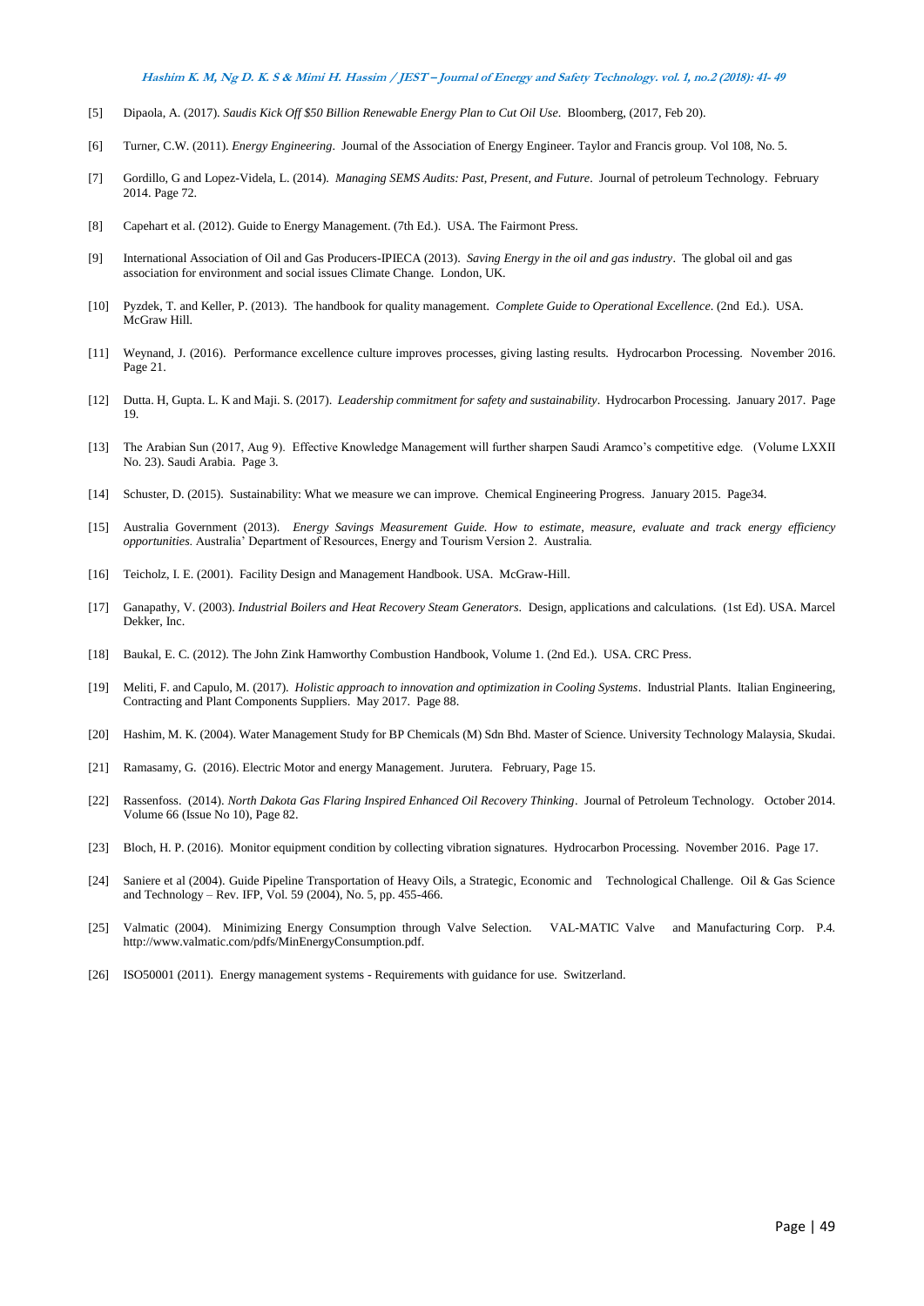[5] Dipaola, A. (2017). *Saudis Kick Off $50 Billion Renewable Energy Plan to Cut Oil Use*. Bloomberg, (2017, Feb 20).

[6] Turner, C.W. (2011). *Energy Engineering*. Journal of the Association of Energy Engineer. Taylor and Francis group. Vol 108, No. 5.

[7] Gordillo, G and Lopez-Videla, L. (2014). *Managing SEMS Audits: Past, Present, and Future*. Journal of petroleum Technology. February 2014. Page 72.

[8] Capehart et al. (2012). Guide to Energy Management. (7th Ed.). USA. The Fairmont Press.

[9] International Association of Oil and Gas Producers-IPIECA (2013). *Saving Energy in the oil and gas industry*. The global oil and gas association for environment and social issues Climate Change. London, UK.

[10] Pyzdek, T. and Keller, P. (2013). The handbook for quality management. *Complete Guide to Operational Excellence*. (2nd Ed.). USA. McGraw Hill.

[11] Weynand, J. (2016). Performance excellence culture improves processes, giving lasting results. Hydrocarbon Processing. November 2016. Page 21.

[12] Dutta. H, Gupta. L. K and Maji. S. (2017). *Leadership commitment for safety and sustainability*. Hydrocarbon Processing. January 2017. Page 19.

[13] The Arabian Sun (2017, Aug 9). Effective Knowledge Management will further sharpen Saudi Aramco's competitive edge. (Volume LXXII No. 23). Saudi Arabia. Page 3.

[14] Schuster, D. (2015). Sustainability: What we measure we can improve. Chemical Engineering Progress. January 2015. Page34.

[15] Australia Government (2013). *Energy Savings Measurement Guide. How to estimate, measure, evaluate and track energy efficiency opportunities*. Australia' Department of Resources, Energy and Tourism Version 2. Australia.

[16] Teicholz, I. E. (2001). Facility Design and Management Handbook. USA. McGraw-Hill.

[17] Ganapathy, V. (2003). *Industrial Boilers and Heat Recovery Steam Generators*. Design, applications and calculations. (1st Ed). USA. Marcel Dekker, Inc.

[18] Baukal, E. C. (2012). The John Zink Hamworthy Combustion Handbook, Volume 1. (2nd Ed.). USA. CRC Press.

[19] Meliti, F. and Capulo, M. (2017). *Holistic approach to innovation and optimization in Cooling Systems*. Industrial Plants. Italian Engineering, Contracting and Plant Components Suppliers. May 2017. Page 88.

[20] Hashim, M. K. (2004). Water Management Study for BP Chemicals (M) Sdn Bhd. Master of Science. University Technology Malaysia, Skudai.

[21] Ramasamy, G. (2016). Electric Motor and energy Management. Jurutera. February, Page 15.

[22] Rassenfoss. (2014). *North Dakota Gas Flaring Inspired Enhanced Oil Recovery Thinking*. Journal of Petroleum Technology. October 2014. Volume 66 (Issue No 10), Page 82.

[23] Bloch, H. P. (2016). Monitor equipment condition by collecting vibration signatures. Hydrocarbon Processing. November 2016. Page 17.

[24] Saniere et al (2004). Guide Pipeline Transportation of Heavy Oils, a Strategic, Economic and Technological Challenge. Oil & Gas Science and Technology – Rev. IFP, Vol. 59 (2004), No. 5, pp. 455-466.

[25] Valmatic (2004). Minimizing Energy Consumption through Valve Selection. VAL-MATIC Valve and Manufacturing Corp. P.4. http://www.valmatic.com/pdfs/MinEnergyConsumption.pdf.

[26] ISO50001 (2011). Energy management systems - Requirements with guidance for use. Switzerland.